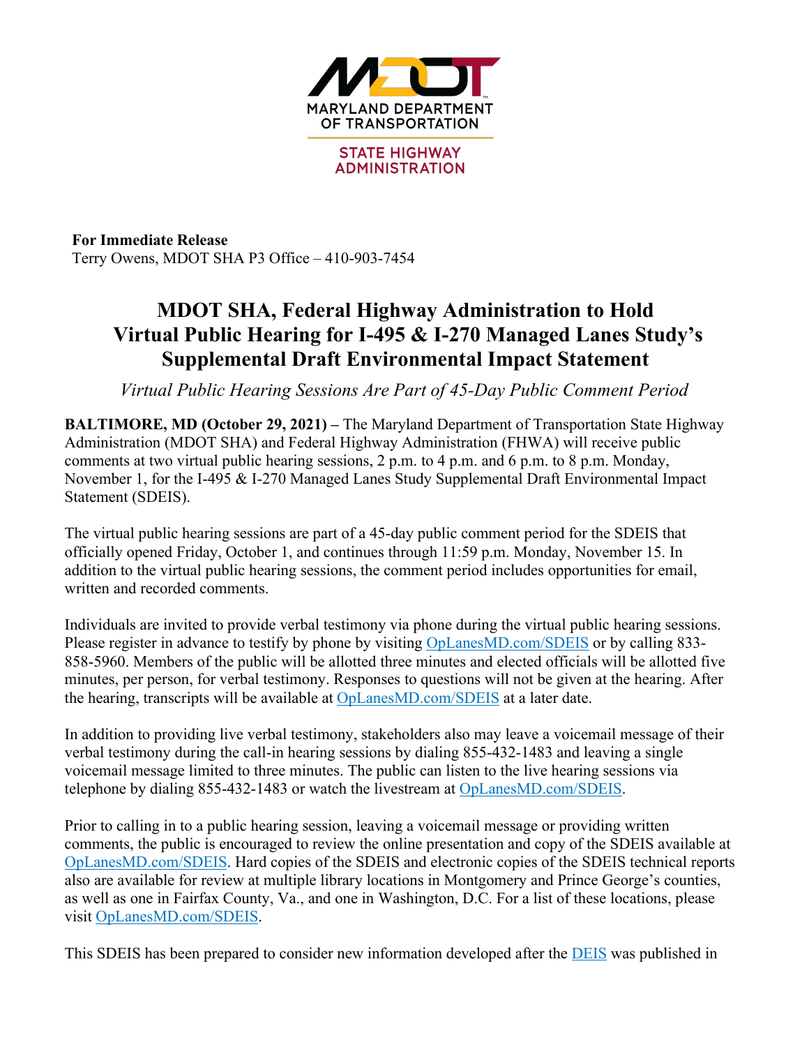MARYLAND DEPARTMENT OF TRANSPORTATION

STATE HIGHWAY ADMINISTRATION

**For Immediate Release**
Terry Owens, MDOT SHA P3 Office – 410-903-7454

# MDOT SHA, Federal Highway Administration to Hold Virtual Public Hearing for I-495 & I-270 Managed Lanes Study's Supplemental Draft Environmental Impact Statement

*Virtual Public Hearing Sessions Are Part of 45-Day Public Comment Period*

**BALTIMORE, MD (October 29, 2021) –** The Maryland Department of Transportation State Highway Administration (MDOT SHA) and Federal Highway Administration (FHWA) will receive public comments at two virtual public hearing sessions, 2 p.m. to 4 p.m. and 6 p.m. to 8 p.m. Monday, November 1, for the I-495 & I-270 Managed Lanes Study Supplemental Draft Environmental Impact Statement (SDEIS).

The virtual public hearing sessions are part of a 45-day public comment period for the SDEIS that officially opened Friday, October 1, and continues through 11:59 p.m. Monday, November 15. In addition to the virtual public hearing sessions, the comment period includes opportunities for email, written and recorded comments.

Individuals are invited to provide verbal testimony via phone during the virtual public hearing sessions. Please register in advance to testify by phone by visiting OpLanesMD.com/SDEIS or by calling 833-858-5960. Members of the public will be allotted three minutes and elected officials will be allotted five minutes, per person, for verbal testimony. Responses to questions will not be given at the hearing. After the hearing, transcripts will be available at OpLanesMD.com/SDEIS at a later date.

In addition to providing live verbal testimony, stakeholders also may leave a voicemail message of their verbal testimony during the call-in hearing sessions by dialing 855-432-1483 and leaving a single voicemail message limited to three minutes. The public can listen to the live hearing sessions via telephone by dialing 855-432-1483 or watch the livestream at OpLanesMD.com/SDEIS.

Prior to calling in to a public hearing session, leaving a voicemail message or providing written comments, the public is encouraged to review the online presentation and copy of the SDEIS available at OpLanesMD.com/SDEIS. Hard copies of the SDEIS and electronic copies of the SDEIS technical reports also are available for review at multiple library locations in Montgomery and Prince George's counties, as well as one in Fairfax County, Va., and one in Washington, D.C. For a list of these locations, please visit OpLanesMD.com/SDEIS.

This SDEIS has been prepared to consider new information developed after the DEIS was published in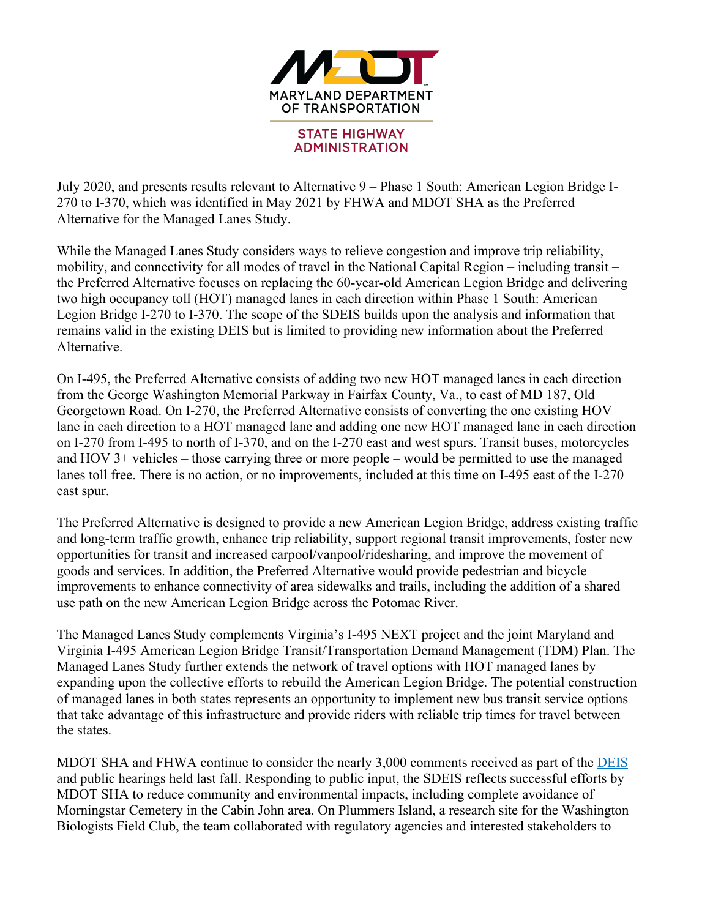July 2020, and presents results relevant to Alternative 9 – Phase 1 South: American Legion Bridge I-270 to I-370, which was identified in May 2021 by FHWA and MDOT SHA as the Preferred Alternative for the Managed Lanes Study.

While the Managed Lanes Study considers ways to relieve congestion and improve trip reliability, mobility, and connectivity for all modes of travel in the National Capital Region – including transit – the Preferred Alternative focuses on replacing the 60-year-old American Legion Bridge and delivering two high occupancy toll (HOT) managed lanes in each direction within Phase 1 South: American Legion Bridge I-270 to I-370. The scope of the SDEIS builds upon the analysis and information that remains valid in the existing DEIS but is limited to providing new information about the Preferred Alternative.

On I-495, the Preferred Alternative consists of adding two new HOT managed lanes in each direction from the George Washington Memorial Parkway in Fairfax County, Va., to east of MD 187, Old Georgetown Road. On I-270, the Preferred Alternative consists of converting the one existing HOV lane in each direction to a HOT managed lane and adding one new HOT managed lane in each direction on I-270 from I-495 to north of I-370, and on the I-270 east and west spurs. Transit buses, motorcycles and HOV 3+ vehicles – those carrying three or more people – would be permitted to use the managed lanes toll free. There is no action, or no improvements, included at this time on I-495 east of the I-270 east spur.

The Preferred Alternative is designed to provide a new American Legion Bridge, address existing traffic and long-term traffic growth, enhance trip reliability, support regional transit improvements, foster new opportunities for transit and increased carpool/vanpool/ridesharing, and improve the movement of goods and services. In addition, the Preferred Alternative would provide pedestrian and bicycle improvements to enhance connectivity of area sidewalks and trails, including the addition of a shared use path on the new American Legion Bridge across the Potomac River.

The Managed Lanes Study complements Virginia's I-495 NEXT project and the joint Maryland and Virginia I-495 American Legion Bridge Transit/Transportation Demand Management (TDM) Plan. The Managed Lanes Study further extends the network of travel options with HOT managed lanes by expanding upon the collective efforts to rebuild the American Legion Bridge. The potential construction of managed lanes in both states represents an opportunity to implement new bus transit service options that take advantage of this infrastructure and provide riders with reliable trip times for travel between the states.

MDOT SHA and FHWA continue to consider the nearly 3,000 comments received as part of the DEIS and public hearings held last fall. Responding to public input, the SDEIS reflects successful efforts by MDOT SHA to reduce community and environmental impacts, including complete avoidance of Morningstar Cemetery in the Cabin John area. On Plummers Island, a research site for the Washington Biologists Field Club, the team collaborated with regulatory agencies and interested stakeholders to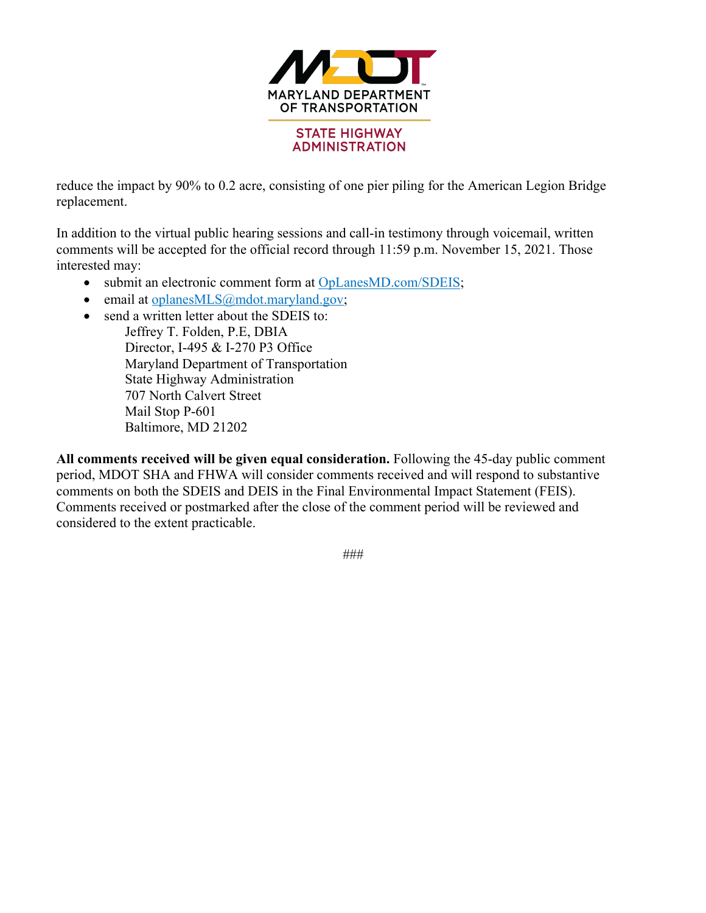MARYLAND DEPARTMENT OF TRANSPORTATION

STATE HIGHWAY ADMINISTRATION

reduce the impact by 90% to 0.2 acre, consisting of one pier piling for the American Legion Bridge replacement.

In addition to the virtual public hearing sessions and call-in testimony through voicemail, written comments will be accepted for the official record through 11:59 p.m. November 15, 2021. Those interested may:

- submit an electronic comment form at OpLanesMD.com/SDEIS;
- email at oplanesMLS@mdot.maryland.gov;
- send a written letter about the SDEIS to:
  Jeffrey T. Folden, P.E, DBIA
  Director, I-495 & I-270 P3 Office
  Maryland Department of Transportation
  State Highway Administration
  707 North Calvert Street
  Mail Stop P-601
  Baltimore, MD 21202

**All comments received will be given equal consideration.** Following the 45-day public comment period, MDOT SHA and FHWA will consider comments received and will respond to substantive comments on both the SDEIS and DEIS in the Final Environmental Impact Statement (FEIS). Comments received or postmarked after the close of the comment period will be reviewed and considered to the extent practicable.

###